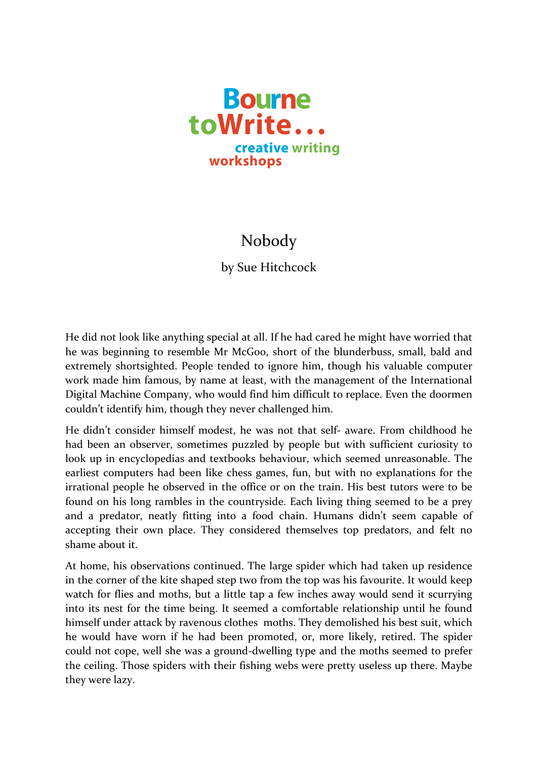Bourne toWrite... creative writing workshops

# Nobody

by Sue Hitchcock

He did not look like anything special at all. If he had cared he might have worried that he was beginning to resemble Mr McGoo, short of the blunderbuss, small, bald and extremely shortsighted. People tended to ignore him, though his valuable computer work made him famous, by name at least, with the management of the International Digital Machine Company, who would find him difficult to replace. Even the doormen couldn't identify him, though they never challenged him.

He didn't consider himself modest, he was not that self- aware. From childhood he had been an observer, sometimes puzzled by people but with sufficient curiosity to look up in encyclopedias and textbooks behaviour, which seemed unreasonable. The earliest computers had been like chess games, fun, but with no explanations for the irrational people he observed in the office or on the train. His best tutors were to be found on his long rambles in the countryside. Each living thing seemed to be a prey and a predator, neatly fitting into a food chain. Humans didn't seem capable of accepting their own place. They considered themselves top predators, and felt no shame about it.

At home, his observations continued. The large spider which had taken up residence in the corner of the kite shaped step two from the top was his favourite. It would keep watch for flies and moths, but a little tap a few inches away would send it scurrying into its nest for the time being. It seemed a comfortable relationship until he found himself under attack by ravenous clothes moths. They demolished his best suit, which he would have worn if he had been promoted, or, more likely, retired. The spider could not cope, well she was a ground-dwelling type and the moths seemed to prefer the ceiling. Those spiders with their fishing webs were pretty useless up there. Maybe they were lazy.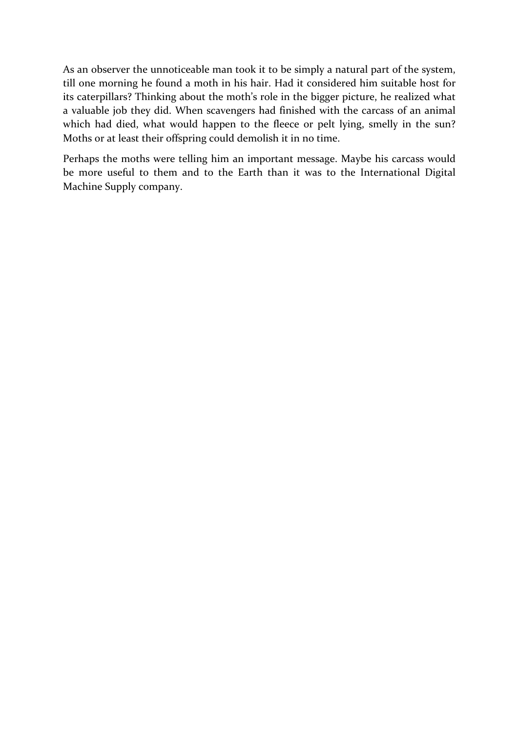As an observer the unnoticeable man took it to be simply a natural part of the system, till one morning he found a moth in his hair. Had it considered him suitable host for its caterpillars? Thinking about the moth's role in the bigger picture, he realized what a valuable job they did. When scavengers had finished with the carcass of an animal which had died, what would happen to the fleece or pelt lying, smelly in the sun? Moths or at least their offspring could demolish it in no time.

Perhaps the moths were telling him an important message. Maybe his carcass would be more useful to them and to the Earth than it was to the International Digital Machine Supply company.